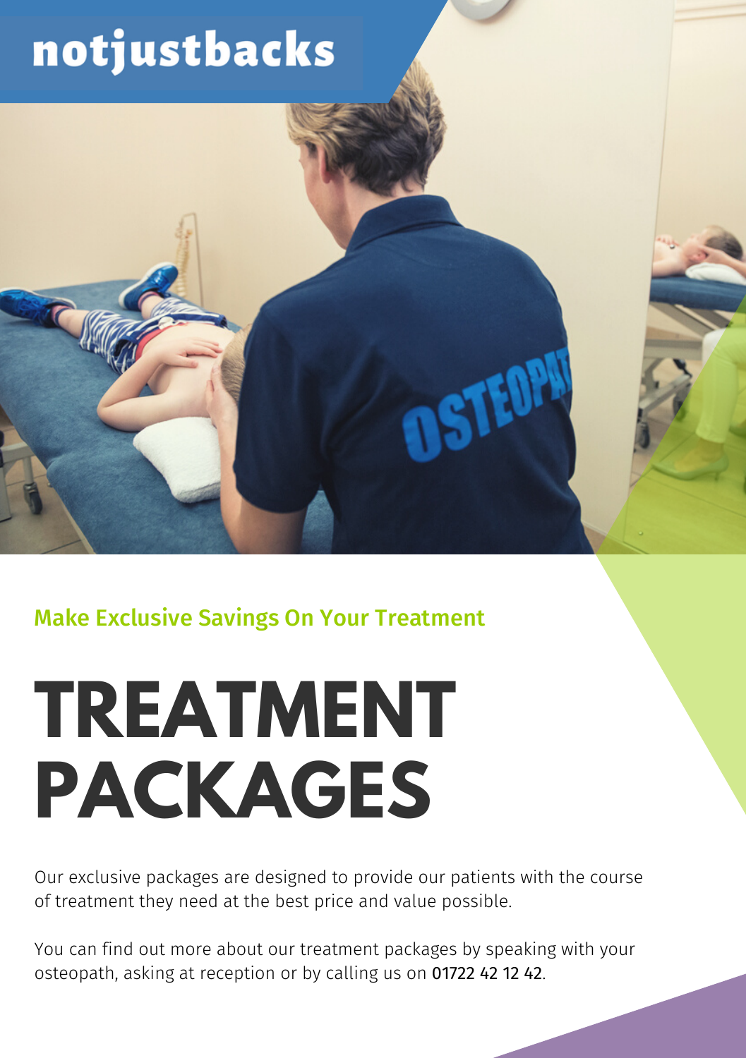notjustbacks

Make Exclusive Savings On Your Treatment

# TREATMENT PACKAGES

Our exclusive packages are designed to provide our patients with the course of treatment they need at the best price and value possible.

You can find out more about our treatment packages by speaking with your osteopath, asking at reception or by calling us on 01722 42 12 42.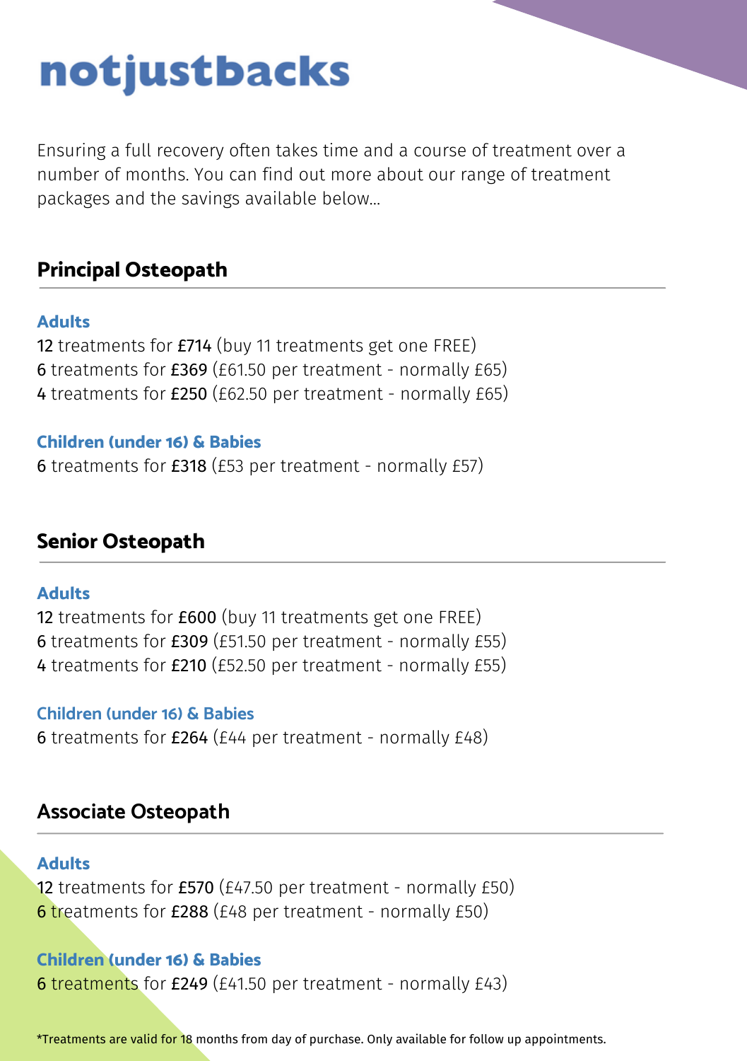# notjustbacks

Ensuring a full recovery often takes time and a course of treatment over a number of months. You can find out more about our range of treatment packages and the savings available below...

## Principal Osteopath

### Adults

12 treatments for **£714** (buy 11 treatments get one FREE)
6 treatments for **£369** (£61.50 per treatment - normally £65)
4 treatments for **£250** (£62.50 per treatment - normally £65)

### Children (under 16) & Babies

6 treatments for **£318** (£53 per treatment - normally £57)

## Senior Osteopath

### Adults

12 treatments for **£600** (buy 11 treatments get one FREE)
6 treatments for **£309** (£51.50 per treatment - normally £55)
4 treatments for **£210** (£52.50 per treatment - normally £55)

### Children (under 16) & Babies

6 treatments for **£264** (£44 per treatment - normally £48)

## Associate Osteopath

### Adults

12 treatments for **£570** (£47.50 per treatment - normally £50)
6 treatments for **£288** (£48 per treatment - normally £50)

### Children (under 16) & Babies

6 treatments for **£249** (£41.50 per treatment - normally £43)

*Treatments are valid for 18 months from day of purchase. Only available for follow up appointments.